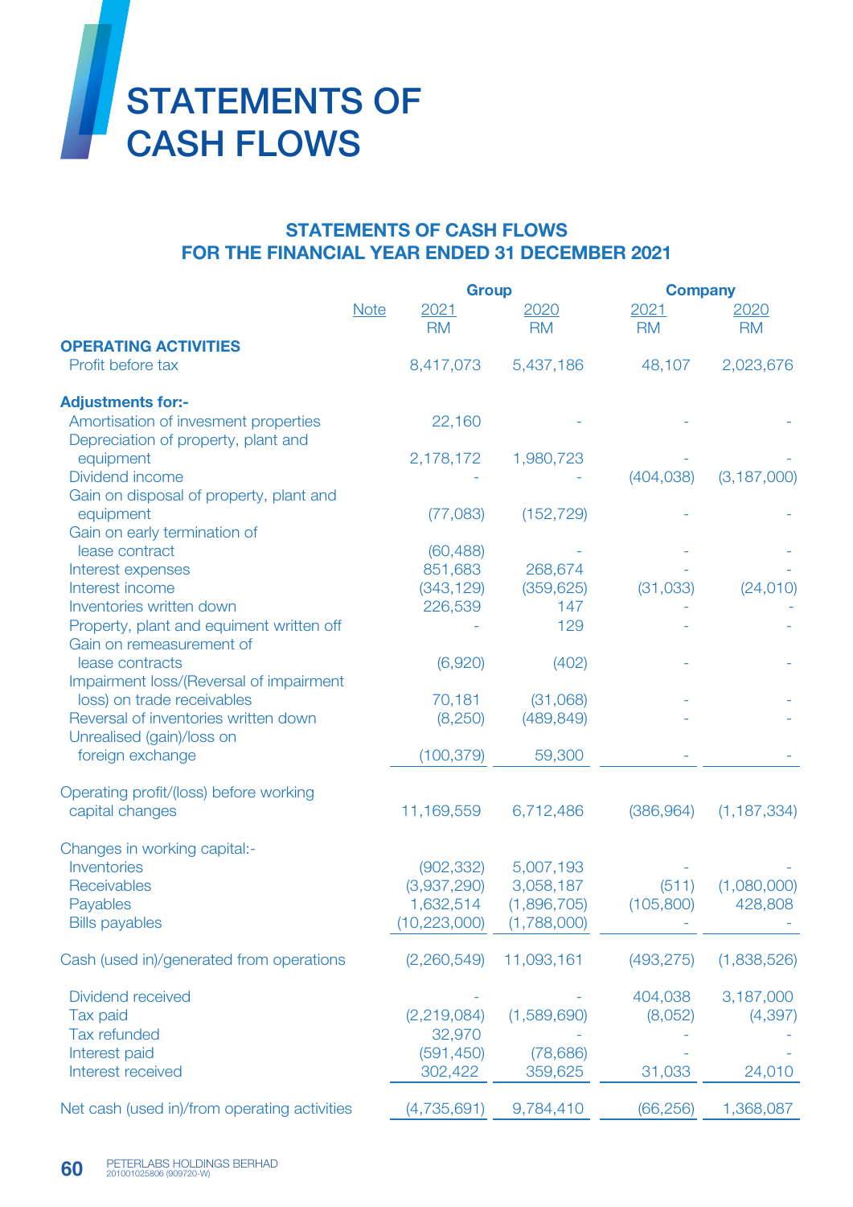# STATEMENTS OF CASH FLOWS

## STATEMENTS OF CASH FLOWS FOR THE FINANCIAL YEAR ENDED 31 DECEMBER 2021

| | Note | Group | | Company | |
|---|---|---|---|---|---|
| | | 2021 RM | 2020 RM | 2021 RM | 2020 RM |
| **OPERATING ACTIVITIES** | | | | | |
| Profit before tax | | 8,417,073 | 5,437,186 | 48,107 | 2,023,676 |
| **Adjustments for:-** | | | | | |
| Amortisation of invesment properties | | 22,160 | - | - | - |
| Depreciation of property, plant and equipment | | 2,178,172 | 1,980,723 | - | - |
| Dividend income | | - | - | (404,038) | (3,187,000) |
| Gain on disposal of property, plant and equipment | | (77,083) | (152,729) | - | - |
| Gain on early termination of lease contract | | (60,488) | - | - | - |
| Interest expenses | | 851,683 | 268,674 | - | - |
| Interest income | | (343,129) | (359,625) | (31,033) | (24,010) |
| Inventories written down | | 226,539 | 147 | - | - |
| Property, plant and equiment written off | | - | 129 | - | - |
| Gain on remeasurement of lease contracts | | (6,920) | (402) | - | - |
| Impairment loss/(Reversal of impairment loss) on trade receivables | | 70,181 | (31,068) | - | - |
| Reversal of inventories written down | | (8,250) | (489,849) | - | - |
| Unrealised (gain)/loss on foreign exchange | | (100,379) | 59,300 | - | - |
| Operating profit/(loss) before working capital changes | | 11,169,559 | 6,712,486 | (386,964) | (1,187,334) |
| Changes in working capital:- | | | | | |
| Inventories | | (902,332) | 5,007,193 | - | - |
| Receivables | | (3,937,290) | 3,058,187 | (511) | (1,080,000) |
| Payables | | 1,632,514 | (1,896,705) | (105,800) | 428,808 |
| Bills payables | | (10,223,000) | (1,788,000) | - | - |
| Cash (used in)/generated from operations | | (2,260,549) | 11,093,161 | (493,275) | (1,838,526) |
| Dividend received | | - | - | 404,038 | 3,187,000 |
| Tax paid | | (2,219,084) | (1,589,690) | (8,052) | (4,397) |
| Tax refunded | | 32,970 | - | - | - |
| Interest paid | | (591,450) | (78,686) | - | - |
| Interest received | | 302,422 | 359,625 | 31,033 | 24,010 |
| Net cash (used in)/from operating activities | | (4,735,691) | 9,784,410 | (66,256) | 1,368,087 |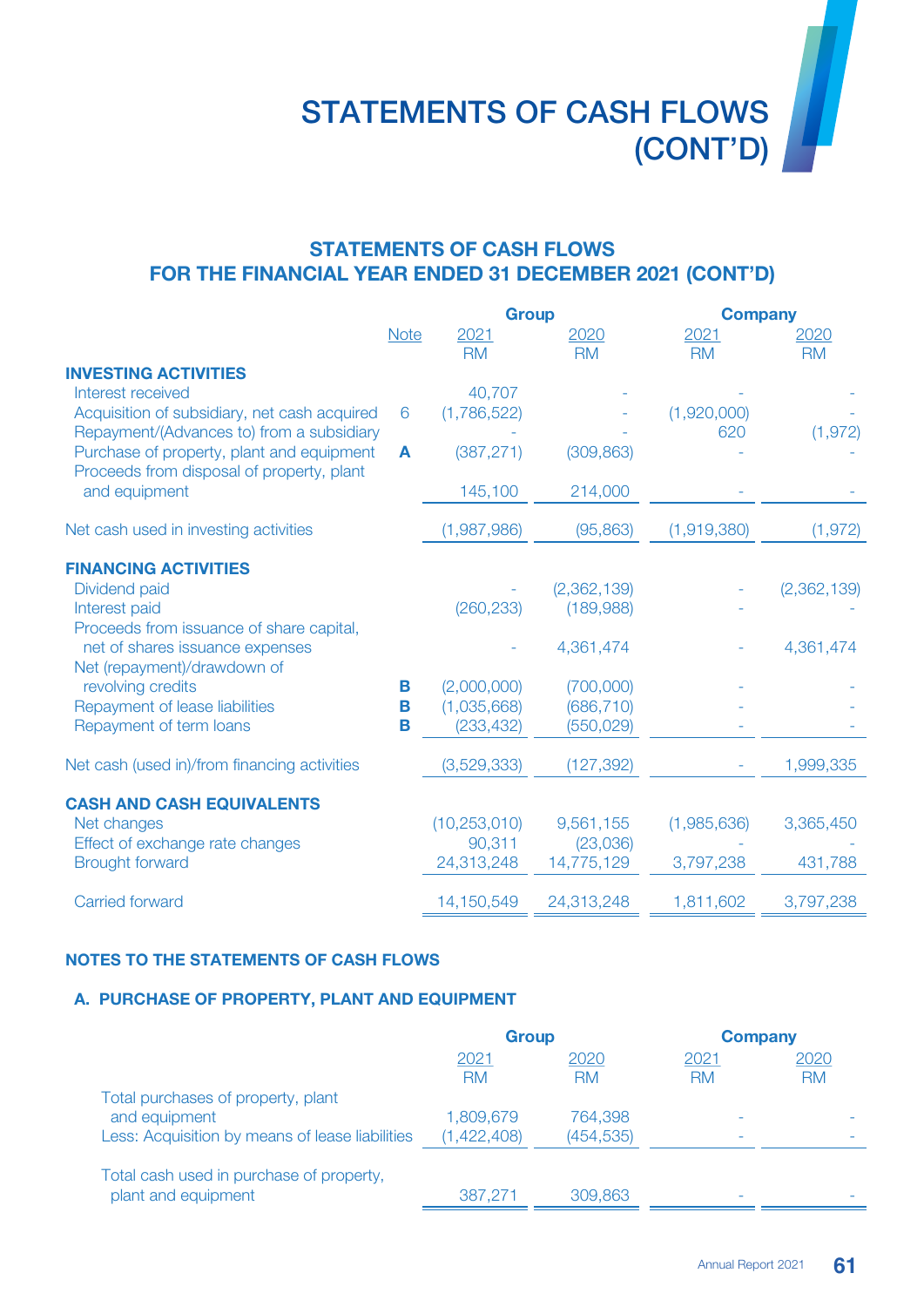# STATEMENTS OF CASH FLOWS (CONT'D)

## STATEMENTS OF CASH FLOWS FOR THE FINANCIAL YEAR ENDED 31 DECEMBER 2021 (CONT'D)

| | Note | Group | | Company | |
|---|---|---|---|---|---|
| | | 2021 RM | 2020 RM | 2021 RM | 2020 RM |
| **INVESTING ACTIVITIES** | | | | | |
| Interest received | | 40,707 | - | - | - |
| Acquisition of subsidiary, net cash acquired | 6 | (1,786,522) | - | (1,920,000) | - |
| Repayment/(Advances to) from a subsidiary | | - | - | 620 | (1,972) |
| Purchase of property, plant and equipment | **A** | (387,271) | (309,863) | - | - |
| Proceeds from disposal of property, plant and equipment | | 145,100 | 214,000 | - | - |
| Net cash used in investing activities | | (1,987,986) | (95,863) | (1,919,380) | (1,972) |
| **FINANCING ACTIVITIES** | | | | | |
| Dividend paid | | - | (2,362,139) | - | (2,362,139) |
| Interest paid | | (260,233) | (189,988) | - | - |
| Proceeds from issuance of share capital, net of shares issuance expenses | | - | 4,361,474 | - | 4,361,474 |
| Net (repayment)/drawdown of revolving credits | **B** | (2,000,000) | (700,000) | - | - |
| Repayment of lease liabilities | **B** | (1,035,668) | (686,710) | - | - |
| Repayment of term loans | **B** | (233,432) | (550,029) | - | - |
| Net cash (used in)/from financing activities | | (3,529,333) | (127,392) | - | 1,999,335 |
| **CASH AND CASH EQUIVALENTS** | | | | | |
| Net changes | | (10,253,010) | 9,561,155 | (1,985,636) | 3,365,450 |
| Effect of exchange rate changes | | 90,311 | (23,036) | - | - |
| Brought forward | | 24,313,248 | 14,775,129 | 3,797,238 | 431,788 |
| Carried forward | | 14,150,549 | 24,313,248 | 1,811,602 | 3,797,238 |

### NOTES TO THE STATEMENTS OF CASH FLOWS

#### A. PURCHASE OF PROPERTY, PLANT AND EQUIPMENT

| | Group | | Company | |
|---|---|---|---|---|
| | 2021 RM | 2020 RM | 2021 RM | 2020 RM |
| Total purchases of property, plant and equipment | 1,809,679 | 764,398 | - | - |
| Less: Acquisition by means of lease liabilities | (1,422,408) | (454,535) | - | - |
| Total cash used in purchase of property, plant and equipment | 387,271 | 309,863 | - | - |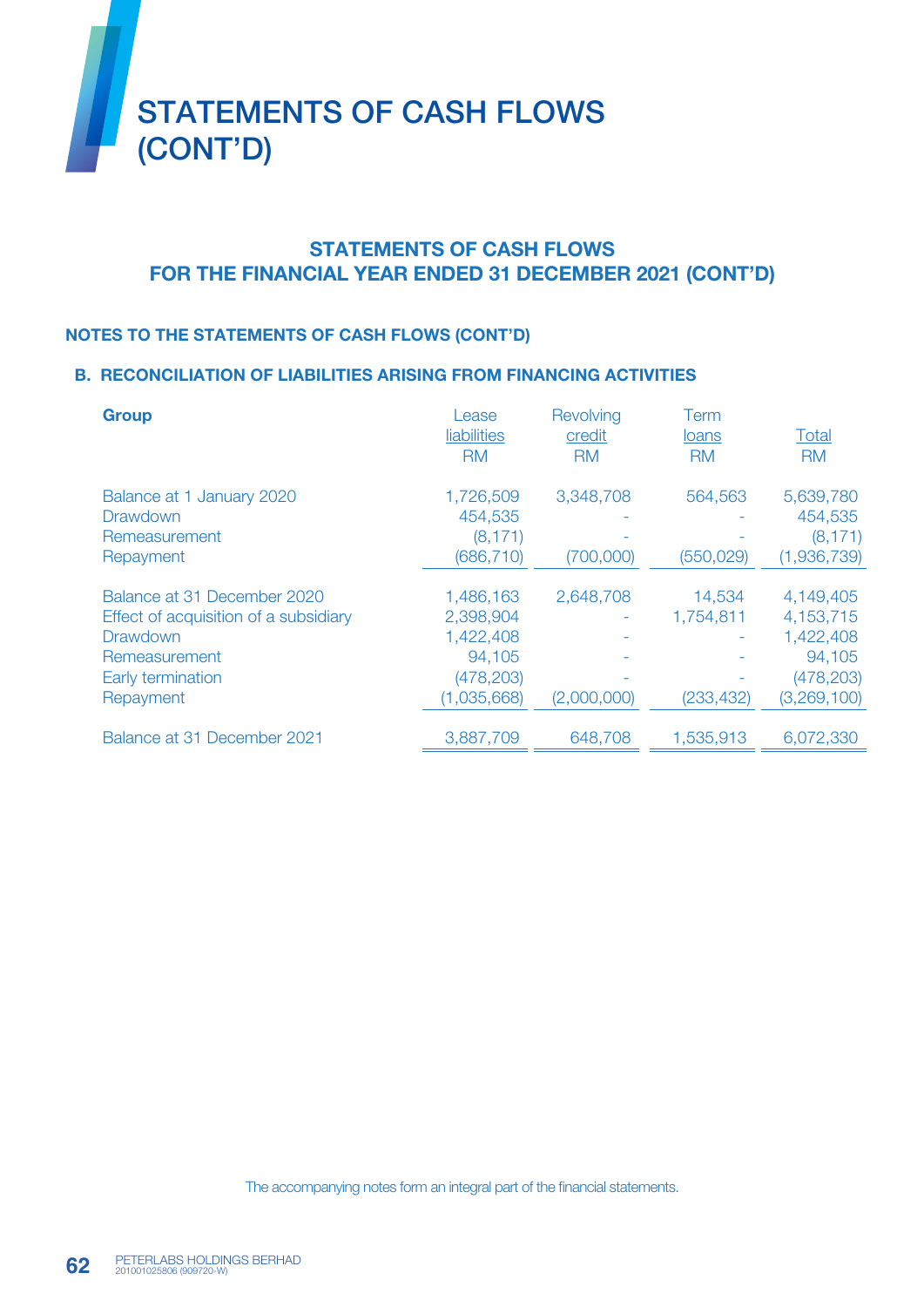# STATEMENTS OF CASH FLOWS (CONT'D)

## STATEMENTS OF CASH FLOWS FOR THE FINANCIAL YEAR ENDED 31 DECEMBER 2021 (CONT'D)

### NOTES TO THE STATEMENTS OF CASH FLOWS (CONT'D)

### B. RECONCILIATION OF LIABILITIES ARISING FROM FINANCING ACTIVITIES

| **Group** | Lease liabilities RM | Revolving credit RM | Term loans RM | Total RM |
|---|---|---|---|---|
| Balance at 1 January 2020 | 1,726,509 | 3,348,708 | 564,563 | 5,639,780 |
| Drawdown | 454,535 | - | - | 454,535 |
| Remeasurement | (8,171) | - | - | (8,171) |
| Repayment | (686,710) | (700,000) | (550,029) | (1,936,739) |
| Balance at 31 December 2020 | 1,486,163 | 2,648,708 | 14,534 | 4,149,405 |
| Effect of acquisition of a subsidiary | 2,398,904 | - | 1,754,811 | 4,153,715 |
| Drawdown | 1,422,408 | - | - | 1,422,408 |
| Remeasurement | 94,105 | - | - | 94,105 |
| Early termination | (478,203) | - | - | (478,203) |
| Repayment | (1,035,668) | (2,000,000) | (233,432) | (3,269,100) |
| Balance at 31 December 2021 | 3,887,709 | 648,708 | 1,535,913 | 6,072,330 |

The accompanying notes form an integral part of the financial statements.